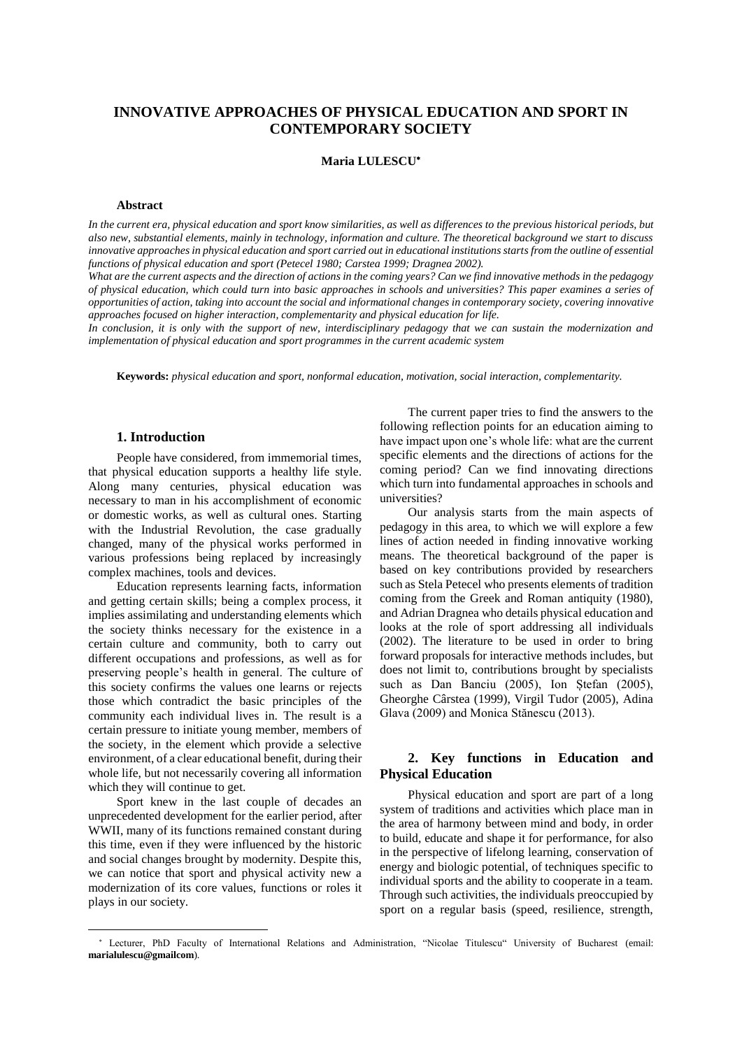# INNOVATIVE APPROACHES OF PHYSICAL EDUCATION AND SPORT IN CONTEMPORARY SOCIETY

**Maria LULESCU**[*]

#### Abstract

*In the current era, physical education and sport know similarities, as well as differences to the previous historical periods, but also new, substantial elements, mainly in technology, information and culture. The theoretical background we start to discuss innovative approaches in physical education and sport carried out in educational institutions starts from the outline of essential functions of physical education and sport (Petecel 1980; Carstea 1999; Dragnea 2002).*

*What are the current aspects and the direction of actions in the coming years? Can we find innovative methods in the pedagogy of physical education, which could turn into basic approaches in schools and universities? This paper examines a series of opportunities of action, taking into account the social and informational changes in contemporary society, covering innovative approaches focused on higher interaction, complementarity and physical education for life.*

*In conclusion, it is only with the support of new, interdisciplinary pedagogy that we can sustain the modernization and implementation of physical education and sport programmes in the current academic system*

**Keywords:** *physical education and sport, nonformal education, motivation, social interaction, complementarity.*

### 1. Introduction

People have considered, from immemorial times, that physical education supports a healthy life style. Along many centuries, physical education was necessary to man in his accomplishment of economic or domestic works, as well as cultural ones. Starting with the Industrial Revolution, the case gradually changed, many of the physical works performed in various professions being replaced by increasingly complex machines, tools and devices.

Education represents learning facts, information and getting certain skills; being a complex process, it implies assimilating and understanding elements which the society thinks necessary for the existence in a certain culture and community, both to carry out different occupations and professions, as well as for preserving people's health in general. The culture of this society confirms the values one learns or rejects those which contradict the basic principles of the community each individual lives in. The result is a certain pressure to initiate young member, members of the society, in the element which provide a selective environment, of a clear educational benefit, during their whole life, but not necessarily covering all information which they will continue to get.

Sport knew in the last couple of decades an unprecedented development for the earlier period, after WWII, many of its functions remained constant during this time, even if they were influenced by the historic and social changes brought by modernity. Despite this, we can notice that sport and physical activity new a modernization of its core values, functions or roles it plays in our society.

The current paper tries to find the answers to the following reflection points for an education aiming to have impact upon one's whole life: what are the current specific elements and the directions of actions for the coming period? Can we find innovating directions which turn into fundamental approaches in schools and universities?

Our analysis starts from the main aspects of pedagogy in this area, to which we will explore a few lines of action needed in finding innovative working means. The theoretical background of the paper is based on key contributions provided by researchers such as Stela Petecel who presents elements of tradition coming from the Greek and Roman antiquity (1980), and Adrian Dragnea who details physical education and looks at the role of sport addressing all individuals (2002). The literature to be used in order to bring forward proposals for interactive methods includes, but does not limit to, contributions brought by specialists such as Dan Banciu (2005), Ion Ștefan (2005), Gheorghe Cârstea (1999), Virgil Tudor (2005), Adina Glava (2009) and Monica Stănescu (2013).

### 2. Key functions in Education and Physical Education

Physical education and sport are part of a long system of traditions and activities which place man in the area of harmony between mind and body, in order to build, educate and shape it for performance, for also in the perspective of lifelong learning, conservation of energy and biologic potential, of techniques specific to individual sports and the ability to cooperate in a team. Through such activities, the individuals preoccupied by sport on a regular basis (speed, resilience, strength,

[*] Lecturer, PhD Faculty of International Relations and Administration, "Nicolae Titulescu" University of Bucharest (email: **marialulescu@gmailcom**).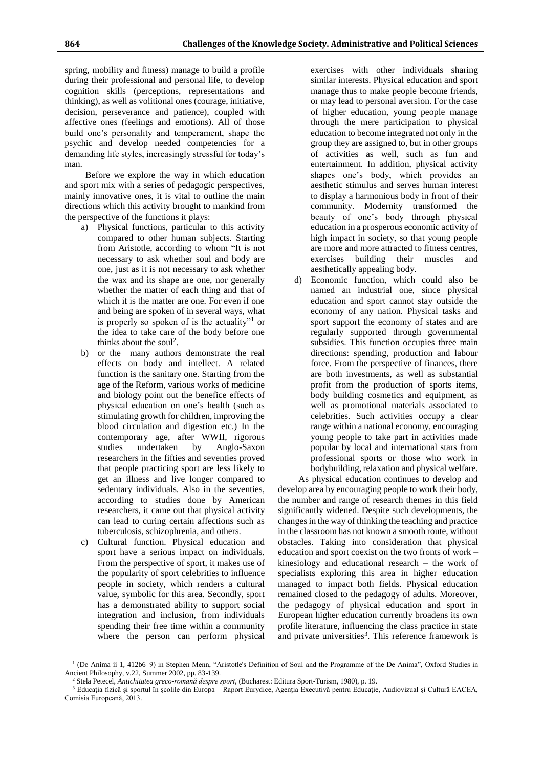spring, mobility and fitness) manage to build a profile during their professional and personal life, to develop cognition skills (perceptions, representations and thinking), as well as volitional ones (courage, initiative, decision, perseverance and patience), coupled with affective ones (feelings and emotions). All of those build one's personality and temperament, shape the psychic and develop needed competencies for a demanding life styles, increasingly stressful for today's man.

Before we explore the way in which education and sport mix with a series of pedagogic perspectives, mainly innovative ones, it is vital to outline the main directions which this activity brought to mankind from the perspective of the functions it plays:

a) Physical functions, particular to this activity compared to other human subjects. Starting from Aristotle, according to whom "It is not necessary to ask whether soul and body are one, just as it is not necessary to ask whether the wax and its shape are one, nor generally whether the matter of each thing and that of which it is the matter are one. For even if one and being are spoken of in several ways, what is properly so spoken of is the actuality"[1] or the idea to take care of the body before one thinks about the soul[2].
b) or the many authors demonstrate the real effects on body and intellect. A related function is the sanitary one. Starting from the age of the Reform, various works of medicine and biology point out the benefice effects of physical education on one's health (such as stimulating growth for children, improving the blood circulation and digestion etc.) In the contemporary age, after WWII, rigorous studies undertaken by Anglo-Saxon researchers in the fifties and seventies proved that people practicing sport are less likely to get an illness and live longer compared to sedentary individuals. Also in the seventies, according to studies done by American researchers, it came out that physical activity can lead to curing certain affections such as tuberculosis, schizophrenia, and others.
c) Cultural function. Physical education and sport have a serious impact on individuals. From the perspective of sport, it makes use of the popularity of sport celebrities to influence people in society, which renders a cultural value, symbolic for this area. Secondly, sport has a demonstrated ability to support social integration and inclusion, from individuals spending their free time within a community where the person can perform physical exercises with other individuals sharing similar interests. Physical education and sport manage thus to make people become friends, or may lead to personal aversion. For the case of higher education, young people manage through the mere participation to physical education to become integrated not only in the group they are assigned to, but in other groups of activities as well, such as fun and entertainment. In addition, physical activity shapes one's body, which provides an aesthetic stimulus and serves human interest to display a harmonious body in front of their community. Modernity transformed the beauty of one's body through physical education in a prosperous economic activity of high impact in society, so that young people are more and more attracted to fitness centres, exercises building their muscles and aesthetically appealing body.
d) Economic function, which could also be named an industrial one, since physical education and sport cannot stay outside the economy of any nation. Physical tasks and sport support the economy of states and are regularly supported through governmental subsidies. This function occupies three main directions: spending, production and labour force. From the perspective of finances, there are both investments, as well as substantial profit from the production of sports items, body building cosmetics and equipment, as well as promotional materials associated to celebrities. Such activities occupy a clear range within a national economy, encouraging young people to take part in activities made popular by local and international stars from professional sports or those who work in bodybuilding, relaxation and physical welfare.

As physical education continues to develop and develop area by encouraging people to work their body, the number and range of research themes in this field significantly widened. Despite such developments, the changes in the way of thinking the teaching and practice in the classroom has not known a smooth route, without obstacles. Taking into consideration that physical education and sport coexist on the two fronts of work – kinesiology and educational research – the work of specialists exploring this area in higher education managed to impact both fields. Physical education remained closed to the pedagogy of adults. Moreover, the pedagogy of physical education and sport in European higher education currently broadens its own profile literature, influencing the class practice in state and private universities[3]. This reference framework is

[1] (De Anima ii 1, 412b6–9) in Stephen Menn, "Aristotle's Definition of Soul and the Programme of the De Anima", Oxford Studies in Ancient Philosophy, v.22, Summer 2002, pp. 83-139.

[2] Stela Petecel, *Antichitatea greco-romană despre sport*, (Bucharest: Editura Sport-Turism, 1980), p. 19.

[3] Educația fizică și sportul în școlile din Europa – Raport Eurydice, Agenția Executivă pentru Educație, Audiovizual şi Cultură EACEA, Comisia Europeană, 2013.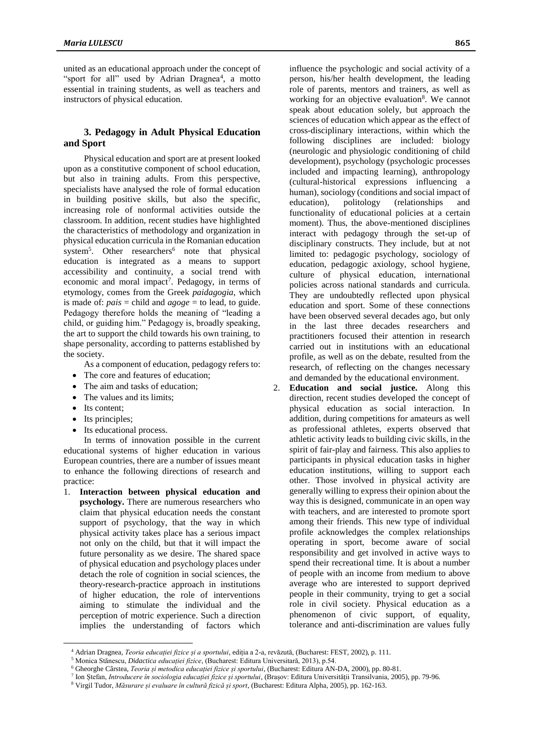united as an educational approach under the concept of "sport for all" used by Adrian Dragnea[4], a motto essential in training students, as well as teachers and instructors of physical education.

### 3. Pedagogy in Adult Physical Education and Sport

Physical education and sport are at present looked upon as a constitutive component of school education, but also in training adults. From this perspective, specialists have analysed the role of formal education in building positive skills, but also the specific, increasing role of nonformal activities outside the classroom. In addition, recent studies have highlighted the characteristics of methodology and organization in physical education curricula in the Romanian education system[5]. Other researchers[6] note that physical education is integrated as a means to support accessibility and continuity, a social trend with economic and moral impact[7]. Pedagogy, in terms of etymology, comes from the Greek *paidagogia*, which is made of: *pais* = child and *agoge* = to lead, to guide. Pedagogy therefore holds the meaning of "leading a child, or guiding him." Pedagogy is, broadly speaking, the art to support the child towards his own training, to shape personality, according to patterns established by the society.

As a component of education, pedagogy refers to:

- The core and features of education;
- The aim and tasks of education;
- The values and its limits;
- Its content;
- Its principles;
- Its educational process.

In terms of innovation possible in the current educational systems of higher education in various European countries, there are a number of issues meant to enhance the following directions of research and practice:

1. **Interaction between physical education and psychology.** There are numerous researchers who claim that physical education needs the constant support of psychology, that the way in which physical activity takes place has a serious impact not only on the child, but that it will impact the future personality as we desire. The shared space of physical education and psychology places under detach the role of cognition in social sciences, the theory-research-practice approach in institutions of higher education, the role of interventions aiming to stimulate the individual and the perception of motric experience. Such a direction implies the understanding of factors which influence the psychologic and social activity of a person, his/her health development, the leading role of parents, mentors and trainers, as well as working for an objective evaluation[8]. We cannot speak about education solely, but approach the sciences of education which appear as the effect of cross-disciplinary interactions, within which the following disciplines are included: biology (neurologic and physiologic conditioning of child development), psychology (psychologic processes included and impacting learning), anthropology (cultural-historical expressions influencing a human), sociology (conditions and social impact of education), politology (relationships and functionality of educational policies at a certain moment). Thus, the above-mentioned disciplines interact with pedagogy through the set-up of disciplinary constructs. They include, but at not limited to: pedagogic psychology, sociology of education, pedagogic axiology, school hygiene, culture of physical education, international policies across national standards and curricula. They are undoubtedly reflected upon physical education and sport. Some of these connections have been observed several decades ago, but only in the last three decades researchers and practitioners focused their attention in research carried out in institutions with an educational profile, as well as on the debate, resulted from the research, of reflecting on the changes necessary and demanded by the educational environment.
2. **Education and social justice.** Along this direction, recent studies developed the concept of physical education as social interaction. In addition, during competitions for amateurs as well as professional athletes, experts observed that athletic activity leads to building civic skills, in the spirit of fair-play and fairness. This also applies to participants in physical education tasks in higher education institutions, willing to support each other. Those involved in physical activity are generally willing to express their opinion about the way this is designed, communicate in an open way with teachers, and are interested to promote sport among their friends. This new type of individual profile acknowledges the complex relationships operating in sport, become aware of social responsibility and get involved in active ways to spend their recreational time. It is about a number of people with an income from medium to above average who are interested to support deprived people in their community, trying to get a social role in civil society. Physical education as a phenomenon of civic support, of equality, tolerance and anti-discrimination are values fully

[4] Adrian Dragnea, *Teoria educației fizice și a sportului*, ediția a 2-a, revăzută, (Bucharest: FEST, 2002), p. 111.

[5] Monica Stănescu, *Didactica educației fizice*, (Bucharest: Editura Universitară, 2013), p.54.

[6] Gheorghe Cârstea, *Teoria și metodica educației fizice și sportului*, (Bucharest: Editura AN-DA, 2000), pp. 80-81.

[7] Ion Ștefan, *Introducere în sociologia educației fizice și sportului*, (Brașov: Editura Universității Transilvania, 2005), pp. 79-96.

[8] Virgil Tudor, *Măsurare și evaluare în cultură fizică și sport*, (Bucharest: Editura Alpha, 2005), pp. 162-163.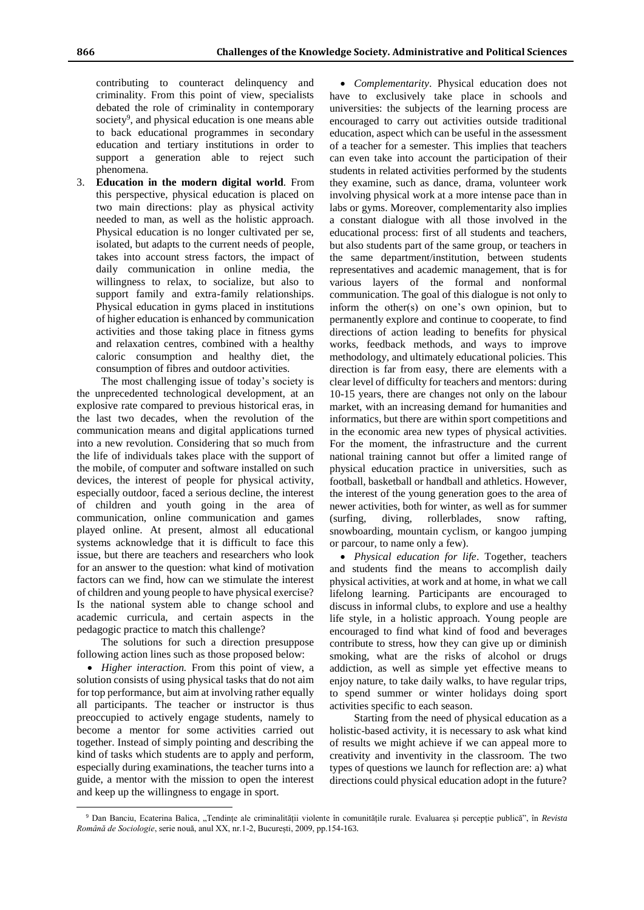contributing to counteract delinquency and criminality. From this point of view, specialists debated the role of criminality in contemporary society[9], and physical education is one means able to back educational programmes in secondary education and tertiary institutions in order to support a generation able to reject such phenomena.

3. **Education in the modern digital world**. From this perspective, physical education is placed on two main directions: play as physical activity needed to man, as well as the holistic approach. Physical education is no longer cultivated per se, isolated, but adapts to the current needs of people, takes into account stress factors, the impact of daily communication in online media, the willingness to relax, to socialize, but also to support family and extra-family relationships. Physical education in gyms placed in institutions of higher education is enhanced by communication activities and those taking place in fitness gyms and relaxation centres, combined with a healthy caloric consumption and healthy diet, the consumption of fibres and outdoor activities.

The most challenging issue of today's society is the unprecedented technological development, at an explosive rate compared to previous historical eras, in the last two decades, when the revolution of the communication means and digital applications turned into a new revolution. Considering that so much from the life of individuals takes place with the support of the mobile, of computer and software installed on such devices, the interest of people for physical activity, especially outdoor, faced a serious decline, the interest of children and youth going in the area of communication, online communication and games played online. At present, almost all educational systems acknowledge that it is difficult to face this issue, but there are teachers and researchers who look for an answer to the question: what kind of motivation factors can we find, how can we stimulate the interest of children and young people to have physical exercise? Is the national system able to change school and academic curricula, and certain aspects in the pedagogic practice to match this challenge?

The solutions for such a direction presuppose following action lines such as those proposed below:

- *Higher interaction.* From this point of view, a solution consists of using physical tasks that do not aim for top performance, but aim at involving rather equally all participants. The teacher or instructor is thus preoccupied to actively engage students, namely to become a mentor for some activities carried out together. Instead of simply pointing and describing the kind of tasks which students are to apply and perform, especially during examinations, the teacher turns into a guide, a mentor with the mission to open the interest and keep up the willingness to engage in sport.

- *Complementarity*. Physical education does not have to exclusively take place in schools and universities: the subjects of the learning process are encouraged to carry out activities outside traditional education, aspect which can be useful in the assessment of a teacher for a semester. This implies that teachers can even take into account the participation of their students in related activities performed by the students they examine, such as dance, drama, volunteer work involving physical work at a more intense pace than in labs or gyms. Moreover, complementarity also implies a constant dialogue with all those involved in the educational process: first of all students and teachers, but also students part of the same group, or teachers in the same department/institution, between students representatives and academic management, that is for various layers of the formal and nonformal communication. The goal of this dialogue is not only to inform the other(s) on one's own opinion, but to permanently explore and continue to cooperate, to find directions of action leading to benefits for physical works, feedback methods, and ways to improve methodology, and ultimately educational policies. This direction is far from easy, there are elements with a clear level of difficulty for teachers and mentors: during 10-15 years, there are changes not only on the labour market, with an increasing demand for humanities and informatics, but there are within sport competitions and in the economic area new types of physical activities. For the moment, the infrastructure and the current national training cannot but offer a limited range of physical education practice in universities, such as football, basketball or handball and athletics. However, the interest of the young generation goes to the area of newer activities, both for winter, as well as for summer (surfing, diving, rollerblades, snow rafting, snowboarding, mountain cyclism, or kangoo jumping or parcour, to name only a few).

- *Physical education for life*. Together, teachers and students find the means to accomplish daily physical activities, at work and at home, in what we call lifelong learning. Participants are encouraged to discuss in informal clubs, to explore and use a healthy life style, in a holistic approach. Young people are encouraged to find what kind of food and beverages contribute to stress, how they can give up or diminish smoking, what are the risks of alcohol or drugs addiction, as well as simple yet effective means to enjoy nature, to take daily walks, to have regular trips, to spend summer or winter holidays doing sport activities specific to each season.

Starting from the need of physical education as a holistic-based activity, it is necessary to ask what kind of results we might achieve if we can appeal more to creativity and inventivity in the classroom. The two types of questions we launch for reflection are: a) what directions could physical education adopt in the future?

[9] Dan Banciu, Ecaterina Balica, „Tendințe ale criminalității violente în comunitățile rurale. Evaluarea și percepție publică", în *Revista Română de Sociologie*, serie nouă, anul XX, nr.1-2, București, 2009, pp.154-163.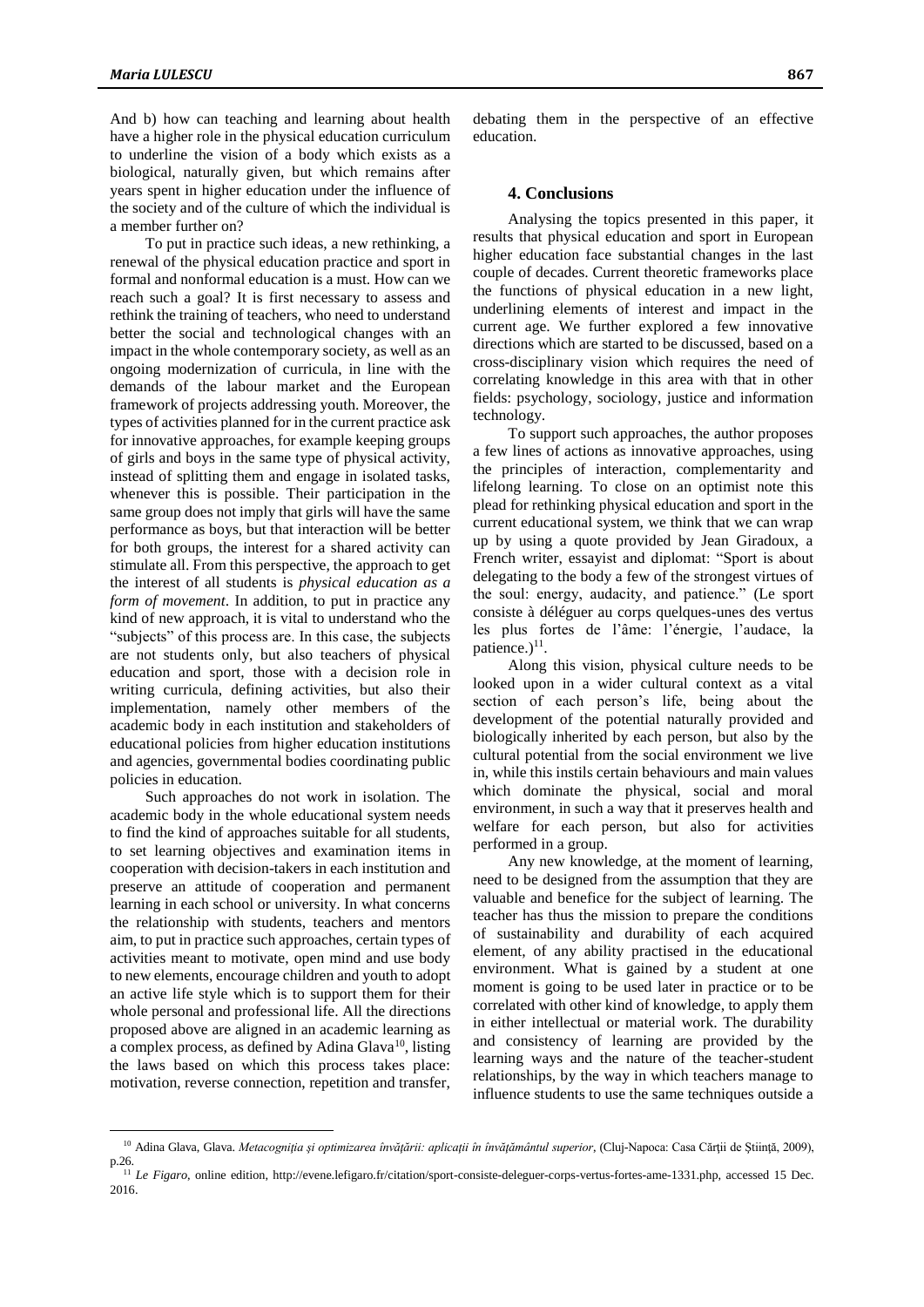And b) how can teaching and learning about health have a higher role in the physical education curriculum to underline the vision of a body which exists as a biological, naturally given, but which remains after years spent in higher education under the influence of the society and of the culture of which the individual is a member further on?

To put in practice such ideas, a new rethinking, a renewal of the physical education practice and sport in formal and nonformal education is a must. How can we reach such a goal? It is first necessary to assess and rethink the training of teachers, who need to understand better the social and technological changes with an impact in the whole contemporary society, as well as an ongoing modernization of curricula, in line with the demands of the labour market and the European framework of projects addressing youth. Moreover, the types of activities planned for in the current practice ask for innovative approaches, for example keeping groups of girls and boys in the same type of physical activity, instead of splitting them and engage in isolated tasks, whenever this is possible. Their participation in the same group does not imply that girls will have the same performance as boys, but that interaction will be better for both groups, the interest for a shared activity can stimulate all. From this perspective, the approach to get the interest of all students is *physical education as a form of movement*. In addition, to put in practice any kind of new approach, it is vital to understand who the "subjects" of this process are. In this case, the subjects are not students only, but also teachers of physical education and sport, those with a decision role in writing curricula, defining activities, but also their implementation, namely other members of the academic body in each institution and stakeholders of educational policies from higher education institutions and agencies, governmental bodies coordinating public policies in education.

Such approaches do not work in isolation. The academic body in the whole educational system needs to find the kind of approaches suitable for all students, to set learning objectives and examination items in cooperation with decision-takers in each institution and preserve an attitude of cooperation and permanent learning in each school or university. In what concerns the relationship with students, teachers and mentors aim, to put in practice such approaches, certain types of activities meant to motivate, open mind and use body to new elements, encourage children and youth to adopt an active life style which is to support them for their whole personal and professional life. All the directions proposed above are aligned in an academic learning as a complex process, as defined by Adina Glava[10], listing the laws based on which this process takes place: motivation, reverse connection, repetition and transfer, debating them in the perspective of an effective education.

## 4. Conclusions

Analysing the topics presented in this paper, it results that physical education and sport in European higher education face substantial changes in the last couple of decades. Current theoretic frameworks place the functions of physical education in a new light, underlining elements of interest and impact in the current age. We further explored a few innovative directions which are started to be discussed, based on a cross-disciplinary vision which requires the need of correlating knowledge in this area with that in other fields: psychology, sociology, justice and information technology.

To support such approaches, the author proposes a few lines of actions as innovative approaches, using the principles of interaction, complementarity and lifelong learning. To close on an optimist note this plead for rethinking physical education and sport in the current educational system, we think that we can wrap up by using a quote provided by Jean Giradoux, a French writer, essayist and diplomat: "Sport is about delegating to the body a few of the strongest virtues of the soul: energy, audacity, and patience." (Le sport consiste à déléguer au corps quelques-unes des vertus les plus fortes de l'âme: l'énergie, l'audace, la patience.)[11].

Along this vision, physical culture needs to be looked upon in a wider cultural context as a vital section of each person's life, being about the development of the potential naturally provided and biologically inherited by each person, but also by the cultural potential from the social environment we live in, while this instils certain behaviours and main values which dominate the physical, social and moral environment, in such a way that it preserves health and welfare for each person, but also for activities performed in a group.

Any new knowledge, at the moment of learning, need to be designed from the assumption that they are valuable and benefice for the subject of learning. The teacher has thus the mission to prepare the conditions of sustainability and durability of each acquired element, of any ability practised in the educational environment. What is gained by a student at one moment is going to be used later in practice or to be correlated with other kind of knowledge, to apply them in either intellectual or material work. The durability and consistency of learning are provided by the learning ways and the nature of the teacher-student relationships, by the way in which teachers manage to influence students to use the same techniques outside a

---

[10] Adina Glava, Glava. *Metacogniția și optimizarea învățării: aplicații în învățământul superior*, (Cluj-Napoca: Casa Cărții de Știință, 2009), p.26.

[11] *Le Figaro*, online edition, http://evene.lefigaro.fr/citation/sport-consiste-deleguer-corps-vertus-fortes-ame-1331.php, accessed 15 Dec. 2016.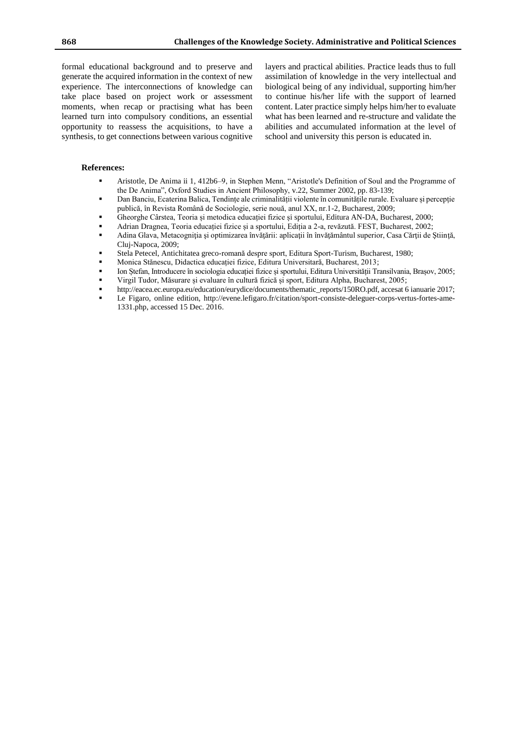formal educational background and to preserve and generate the acquired information in the context of new experience. The interconnections of knowledge can take place based on project work or assessment moments, when recap or practising what has been learned turn into compulsory conditions, an essential opportunity to reassess the acquisitions, to have a synthesis, to get connections between various cognitive layers and practical abilities. Practice leads thus to full assimilation of knowledge in the very intellectual and biological being of any individual, supporting him/her to continue his/her life with the support of learned content. Later practice simply helps him/her to evaluate what has been learned and re-structure and validate the abilities and accumulated information at the level of school and university this person is educated in.

**References:**

- Aristotle, De Anima ii 1, 412b6–9, in Stephen Menn, "Aristotle's Definition of Soul and the Programme of the De Anima", Oxford Studies in Ancient Philosophy, v.22, Summer 2002, pp. 83-139;
- Dan Banciu, Ecaterina Balica, Tendințe ale criminalității violente în comunitățile rurale. Evaluare și percepție publică, în Revista Română de Sociologie, serie nouă, anul XX, nr.1-2, Bucharest, 2009;
- Gheorghe Cârstea, Teoria și metodica educației fizice și sportului, Editura AN-DA, Bucharest, 2000;
- Adrian Dragnea, Teoria educației fizice și a sportului, Ediția a 2-a, revăzută. FEST, Bucharest, 2002;
- Adina Glava, Metacogniţia şi optimizarea învăţării: aplicaţii în învăţământul superior, Casa Cărţii de Ştiinţă, Cluj-Napoca, 2009;
- Stela Petecel, Antichitatea greco-romană despre sport, Editura Sport-Turism, Bucharest, 1980;
- Monica Stănescu, Didactica educației fizice, Editura Universitară, Bucharest, 2013;
- Ion Ștefan, Introducere în sociologia educației fizice și sportului, Editura Universității Transilvania, Brașov, 2005;
- Virgil Tudor, Măsurare și evaluare în cultură fizică și sport, Editura Alpha, Bucharest, 2005;
- http://eacea.ec.europa.eu/education/eurydice/documents/thematic_reports/150RO.pdf, accesat 6 ianuarie 2017;
- Le Figaro, online edition, http://evene.lefigaro.fr/citation/sport-consiste-deleguer-corps-vertus-fortes-ame-1331.php, accessed 15 Dec. 2016.